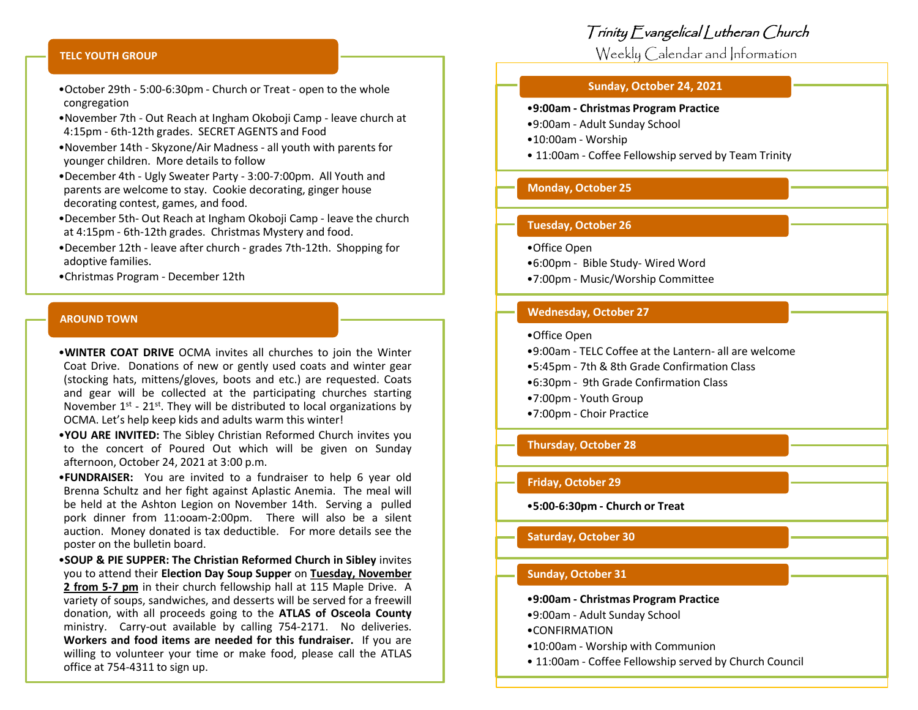## TELC YOUTH GROUP

- October 29th - 5:00-6:30pm - Church or Treat - open to the whole congregation
- November 7th - Out Reach at Ingham Okoboji Camp - leave church at 4:15pm - 6th-12th grades. SECRET AGENTS and Food
- November 14th - Skyzone/Air Madness - all youth with parents for younger children. More details to follow
- December 4th - Ugly Sweater Party - 3:00-7:00pm. All Youth and parents are welcome to stay. Cookie decorating, ginger house decorating contest, games, and food.
- December 5th- Out Reach at Ingham Okoboji Camp - leave the church at 4:15pm - 6th-12th grades. Christmas Mystery and food.
- December 12th - leave after church - grades 7th-12th. Shopping for adoptive families.
- Christmas Program - December 12th

## AROUND TOWN

- **WINTER COAT DRIVE** OCMA invites all churches to join the Winter Coat Drive. Donations of new or gently used coats and winter gear (stocking hats, mittens/gloves, boots and etc.) are requested. Coats and gear will be collected at the participating churches starting November 1st - 21st. They will be distributed to local organizations by OCMA. Let's help keep kids and adults warm this winter!
- **YOU ARE INVITED:** The Sibley Christian Reformed Church invites you to the concert of Poured Out which will be given on Sunday afternoon, October 24, 2021 at 3:00 p.m.
- **FUNDRAISER:** You are invited to a fundraiser to help 6 year old Brenna Schultz and her fight against Aplastic Anemia. The meal will be held at the Ashton Legion on November 14th. Serving a pulled pork dinner from 11:ooam-2:00pm. There will also be a silent auction. Money donated is tax deductible. For more details see the poster on the bulletin board.
- **SOUP & PIE SUPPER: The Christian Reformed Church in Sibley** invites you to attend their **Election Day Soup Supper** on **Tuesday, November 2 from 5-7 pm** in their church fellowship hall at 115 Maple Drive. A variety of soups, sandwiches, and desserts will be served for a freewill donation, with all proceeds going to the **ATLAS of Osceola County** ministry. Carry-out available by calling 754-2171. No deliveries. **Workers and food items are needed for this fundraiser.** If you are willing to volunteer your time or make food, please call the ATLAS office at 754-4311 to sign up.

# Trinity Evangelical Lutheran Church

Weekly Calendar and Information

### Sunday, October 24, 2021

- **9:00am - Christmas Program Practice**
- 9:00am - Adult Sunday School
- 10:00am - Worship
- 11:00am - Coffee Fellowship served by Team Trinity

### Monday, October 25

### Tuesday, October 26

- Office Open
- 6:00pm - Bible Study- Wired Word
- 7:00pm - Music/Worship Committee

### Wednesday, October 27

- Office Open
- 9:00am - TELC Coffee at the Lantern- all are welcome
- 5:45pm - 7th & 8th Grade Confirmation Class
- 6:30pm - 9th Grade Confirmation Class
- 7:00pm - Youth Group
- 7:00pm - Choir Practice

### Thursday, October 28

### Friday, October 29

- **5:00-6:30pm - Church or Treat**

### Saturday, October 30

### Sunday, October 31

- **9:00am - Christmas Program Practice**
- 9:00am - Adult Sunday School
- CONFIRMATION
- 10:00am - Worship with Communion
- 11:00am - Coffee Fellowship served by Church Council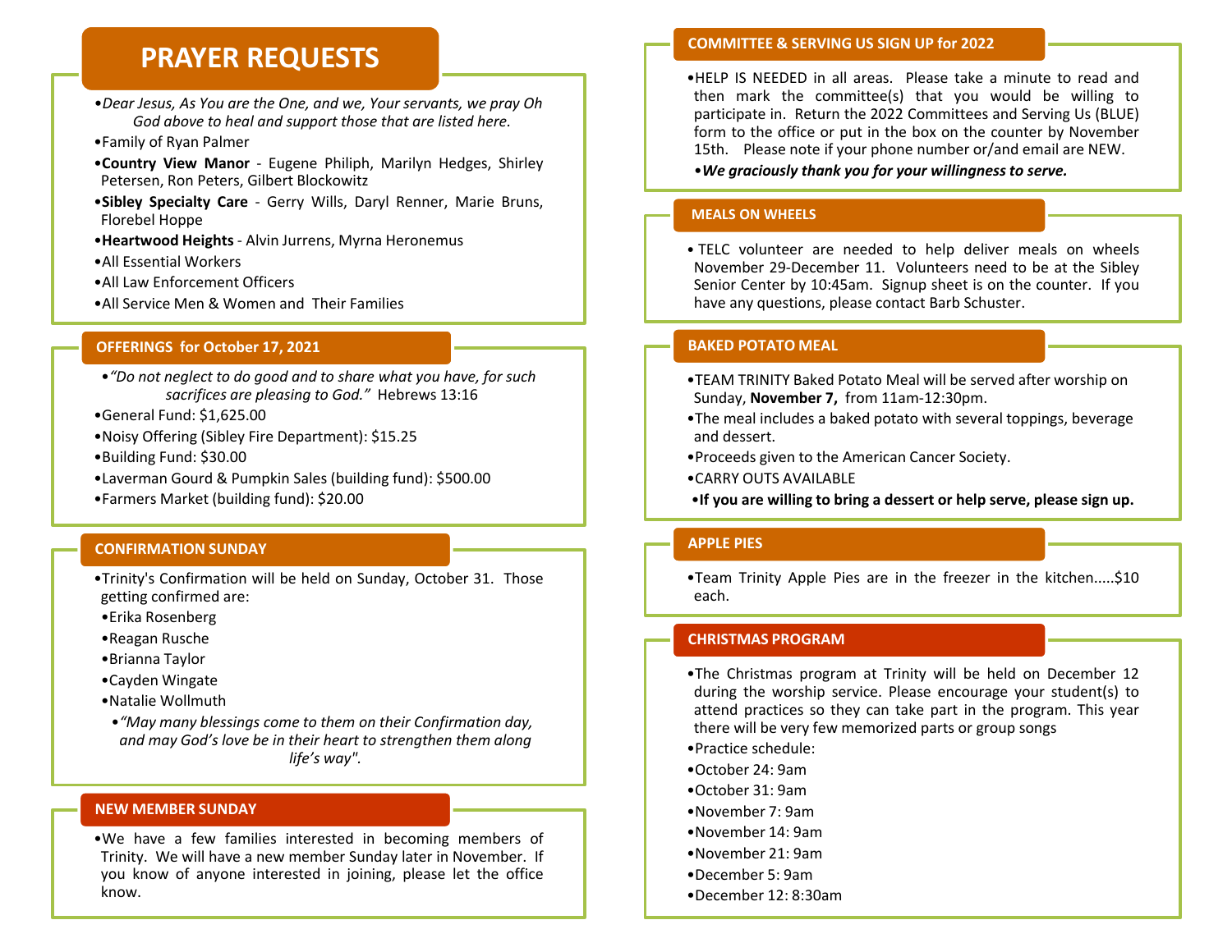# PRAYER REQUESTS

- *Dear Jesus, As You are the One, and we, Your servants, we pray Oh God above to heal and support those that are listed here.*
- Family of Ryan Palmer
- **Country View Manor** - Eugene Philiph, Marilyn Hedges, Shirley Petersen, Ron Peters, Gilbert Blockowitz
- **Sibley Specialty Care** - Gerry Wills, Daryl Renner, Marie Bruns, Florebel Hoppe
- **Heartwood Heights** - Alvin Jurrens, Myrna Heronemus
- All Essential Workers
- All Law Enforcement Officers
- All Service Men & Women and Their Families

## OFFERINGS for October 17, 2021

- *"Do not neglect to do good and to share what you have, for such sacrifices are pleasing to God."* Hebrews 13:16
- General Fund: $1,625.00
- Noisy Offering (Sibley Fire Department): $15.25
- Building Fund: $30.00
- Laverman Gourd & Pumpkin Sales (building fund): $500.00
- Farmers Market (building fund): $20.00

## CONFIRMATION SUNDAY

- Trinity's Confirmation will be held on Sunday, October 31. Those getting confirmed are:
- Erika Rosenberg
- Reagan Rusche
- Brianna Taylor
- Cayden Wingate
- Natalie Wollmuth
- *"May many blessings come to them on their Confirmation day, and may God's love be in their heart to strengthen them along life's way".*

## NEW MEMBER SUNDAY

- We have a few families interested in becoming members of Trinity. We will have a new member Sunday later in November. If you know of anyone interested in joining, please let the office know.

## COMMITTEE & SERVING US SIGN UP for 2022

- HELP IS NEEDED in all areas. Please take a minute to read and then mark the committee(s) that you would be willing to participate in. Return the 2022 Committees and Serving Us (BLUE) form to the office or put in the box on the counter by November 15th. Please note if your phone number or/and email are NEW.
- ***We graciously thank you for your willingness to serve.***

## MEALS ON WHEELS

- TELC volunteer are needed to help deliver meals on wheels November 29-December 11. Volunteers need to be at the Sibley Senior Center by 10:45am. Signup sheet is on the counter. If you have any questions, please contact Barb Schuster.

## BAKED POTATO MEAL

- TEAM TRINITY Baked Potato Meal will be served after worship on Sunday, **November 7,** from 11am-12:30pm.
- The meal includes a baked potato with several toppings, beverage and dessert.
- Proceeds given to the American Cancer Society.
- CARRY OUTS AVAILABLE
- **If you are willing to bring a dessert or help serve, please sign up.**

## APPLE PIES

- Team Trinity Apple Pies are in the freezer in the kitchen.....$10 each.

## CHRISTMAS PROGRAM

- The Christmas program at Trinity will be held on December 12 during the worship service. Please encourage your student(s) to attend practices so they can take part in the program. This year there will be very few memorized parts or group songs
- Practice schedule:
- October 24: 9am
- October 31: 9am
- November 7: 9am
- November 14: 9am
- November 21: 9am
- December 5: 9am
- December 12: 8:30am